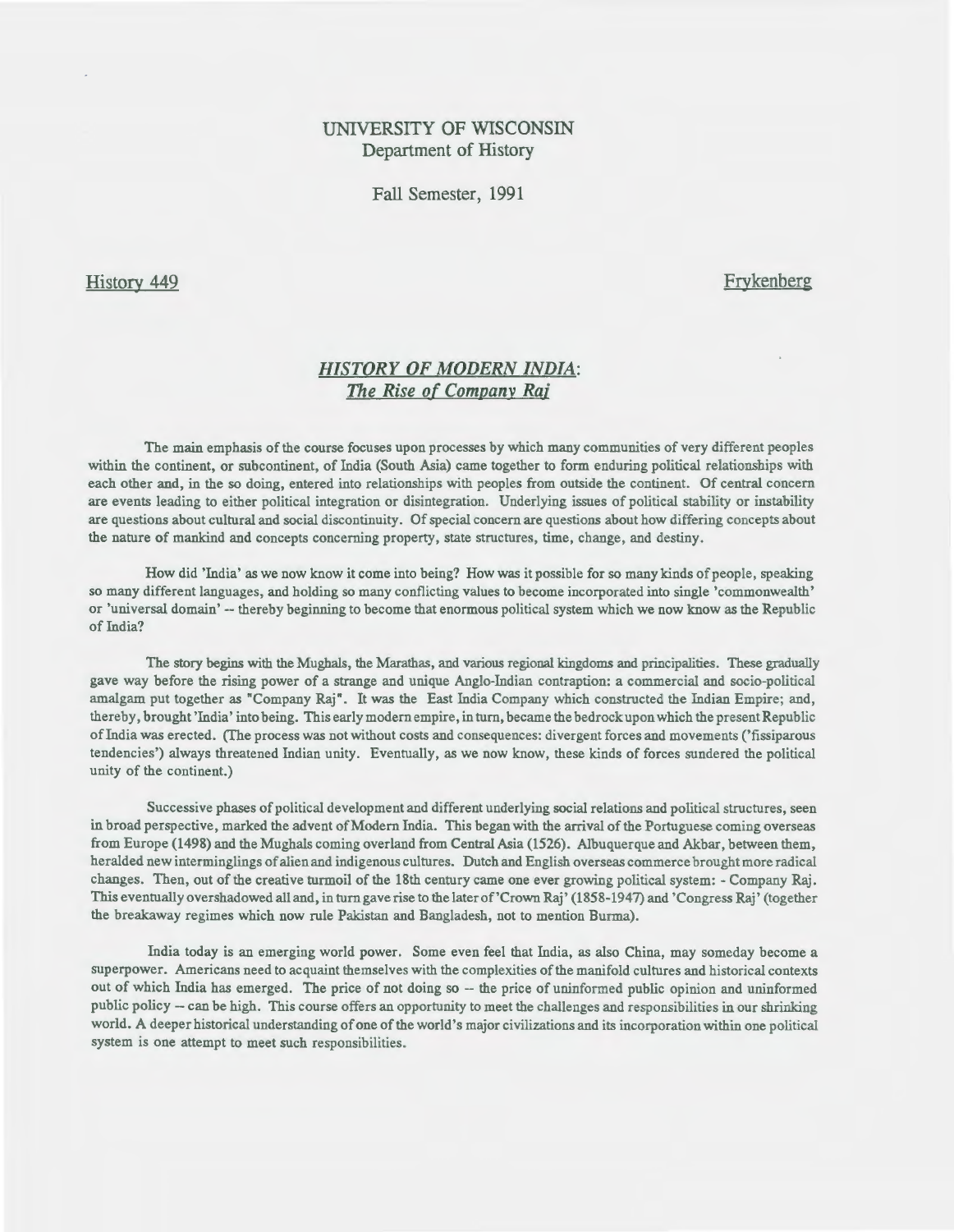UNIVERSITY OF WISCONSIN
Department of History

Fall Semester, 1991

History 449 — Frykenberg

# *HISTORY OF MODERN INDIA*: *The Rise of Company Raj*

The main emphasis of the course focuses upon processes by which many communities of very different peoples within the continent, or subcontinent, of India (South Asia) came together to form enduring political relationships with each other and, in the so doing, entered into relationships with peoples from outside the continent. Of central concern are events leading to either political integration or disintegration. Underlying issues of political stability or instability are questions about cultural and social discontinuity. Of special concern are questions about how differing concepts about the nature of mankind and concepts concerning property, state structures, time, change, and destiny.

How did 'India' as we now know it come into being? How was it possible for so many kinds of people, speaking so many different languages, and holding so many conflicting values to become incorporated into single 'commonwealth' or 'universal domain' -- thereby beginning to become that enormous political system which we now know as the Republic of India?

The story begins with the Mughals, the Marathas, and various regional kingdoms and principalities. These gradually gave way before the rising power of a strange and unique Anglo-Indian contraption: a commercial and socio-political amalgam put together as "Company Raj". It was the East India Company which constructed the Indian Empire; and, thereby, brought 'India' into being. This early modern empire, in turn, became the bedrock upon which the present Republic of India was erected. (The process was not without costs and consequences: divergent forces and movements ('fissiparous tendencies') always threatened Indian unity. Eventually, as we now know, these kinds of forces sundered the political unity of the continent.)

Successive phases of political development and different underlying social relations and political structures, seen in broad perspective, marked the advent of Modern India. This began with the arrival of the Portuguese coming overseas from Europe (1498) and the Mughals coming overland from Central Asia (1526). Albuquerque and Akbar, between them, heralded new interminglings of alien and indigenous cultures. Dutch and English overseas commerce brought more radical changes. Then, out of the creative turmoil of the 18th century came one ever growing political system: - Company Raj. This eventually overshadowed all and, in turn gave rise to the later of 'Crown Raj' (1858-1947) and 'Congress Raj' (together the breakaway regimes which now rule Pakistan and Bangladesh, not to mention Burma).

India today is an emerging world power. Some even feel that India, as also China, may someday become a superpower. Americans need to acquaint themselves with the complexities of the manifold cultures and historical contexts out of which India has emerged. The price of not doing so -- the price of uninformed public opinion and uninformed public policy -- can be high. This course offers an opportunity to meet the challenges and responsibilities in our shrinking world. A deeper historical understanding of one of the world's major civilizations and its incorporation within one political system is one attempt to meet such responsibilities.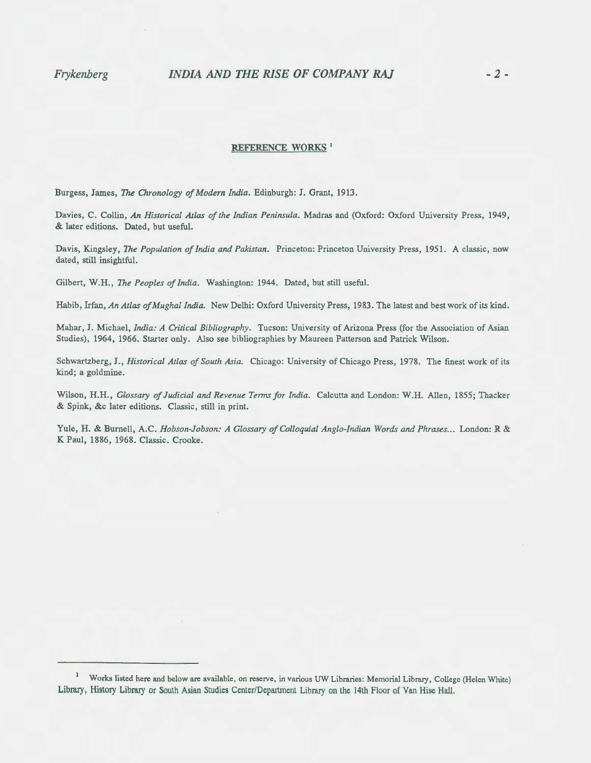## REFERENCE WORKS[1]

Burgess, James, *The Chronology of Modern India*. Edinburgh: J. Grant, 1913.

Davies, C. Collin, *An Historical Atlas of the Indian Peninsula*. Madras and (Oxford: Oxford University Press, 1949, & later editions. Dated, but useful.

Davis, Kingsley, *The Population of India and Pakistan*. Princeton: Princeton University Press, 1951. A classic, now dated, still insightful.

Gilbert, W.H., *The Peoples of India*. Washington: 1944. Dated, but still useful.

Habib, Irfan, *An Atlas of Mughal India*. New Delhi: Oxford University Press, 1983. The latest and best work of its kind.

Mahar, J. Michael, *India: A Critical Bibliography*. Tucson: University of Arizona Press (for the Association of Asian Studies), 1964, 1966. Starter only. Also see bibliographies by Maureen Patterson and Patrick Wilson.

Schwartzberg, J., *Historical Atlas of South Asia*. Chicago: University of Chicago Press, 1978. The finest work of its kind; a goldmine.

Wilson, H.H., *Glossary of Judicial and Revenue Terms for India*. Calcutta and London: W.H. Allen, 1855; Thacker & Spink, &c later editions. Classic, still in print.

Yule, H. & Burnell, A.C. *Hobson-Jobson: A Glossary of Colloquial Anglo-Indian Words and Phrases...* London: R & K Paul, 1886, 1968. Classic. Crooke.

---

[1] Works listed here and below are available, on reserve, in various UW Libraries: Memorial Library, College (Helen White) Library, History Library or South Asian Studies Center/Department Library on the 14th Floor of Van Hise Hall.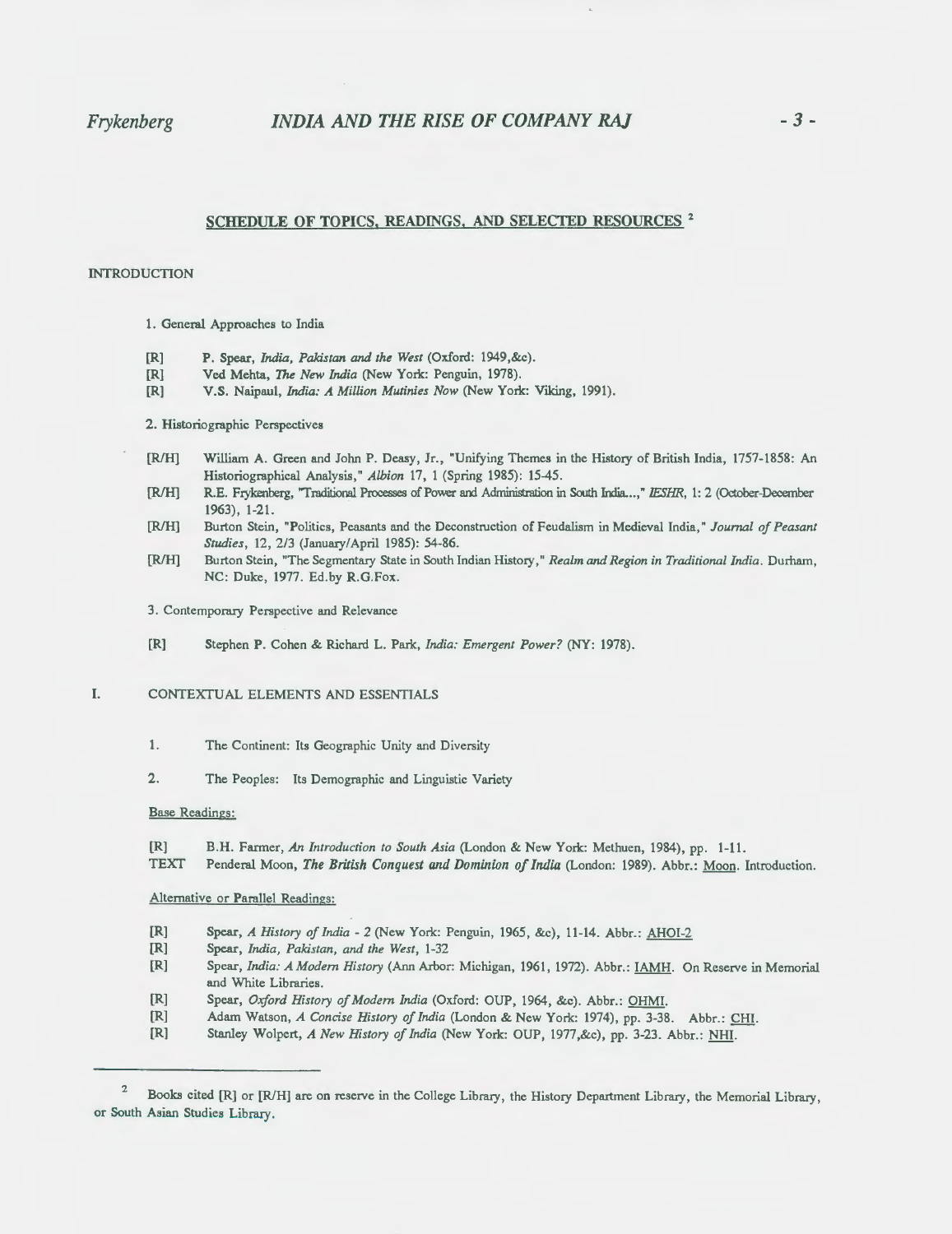## SCHEDULE OF TOPICS, READINGS, AND SELECTED RESOURCES [2]

### INTRODUCTION

1. General Approaches to India

- [R] P. Spear, *India, Pakistan and the West* (Oxford: 1949,&c).
- [R] Ved Mehta, *The New India* (New York: Penguin, 1978).
- [R] V.S. Naipaul, *India: A Million Mutinies Now* (New York: Viking, 1991).

2. Historiographic Perspectives

- [R/H] William A. Green and John P. Deasy, Jr., "Unifying Themes in the History of British India, 1757-1858: An Historiographical Analysis," *Albion* 17, 1 (Spring 1985): 15-45.
- [R/H] R.E. Frykenberg, "Traditional Processes of Power and Administration in South India...," *IESHR*, 1: 2 (October-December 1963), 1-21.
- [R/H] Burton Stein, "Politics, Peasants and the Deconstruction of Feudalism in Medieval India," *Journal of Peasant Studies*, 12, 2/3 (January/April 1985): 54-86.
- [R/H] Burton Stein, "The Segmentary State in South Indian History," *Realm and Region in Traditional India*. Durham, NC: Duke, 1977. Ed.by R.G.Fox.

3. Contemporary Perspective and Relevance

- [R] Stephen P. Cohen & Richard L. Park, *India: Emergent Power?* (NY: 1978).

### I. CONTEXTUAL ELEMENTS AND ESSENTIALS

1. The Continent: Its Geographic Unity and Diversity

2. The Peoples: Its Demographic and Linguistic Variety

Base Readings:

- [R] B.H. Farmer, *An Introduction to South Asia* (London & New York: Methuen, 1984), pp. 1-11.
- TEXT Penderal Moon, ***The British Conquest and Dominion of India*** (London: 1989). Abbr.: Moon. Introduction.

Alternative or Parallel Readings:

- [R] Spear, *A History of India - 2* (New York: Penguin, 1965, &c), 11-14. Abbr.: AHOI-2
- [R] Spear, *India, Pakistan, and the West*, 1-32
- [R] Spear, *India: A Modern History* (Ann Arbor: Michigan, 1961, 1972). Abbr.: IAMH. On Reserve in Memorial and White Libraries.
- [R] Spear, *Oxford History of Modern India* (Oxford: OUP, 1964, &c). Abbr.: OHMI.
- [R] Adam Watson, *A Concise History of India* (London & New York: 1974), pp. 3-38. Abbr.: CHI.
- [R] Stanley Wolpert, *A New History of India* (New York: OUP, 1977,&c), pp. 3-23. Abbr.: NHI.

---

[2] Books cited [R] or [R/H] are on reserve in the College Library, the History Department Library, the Memorial Library, or South Asian Studies Library.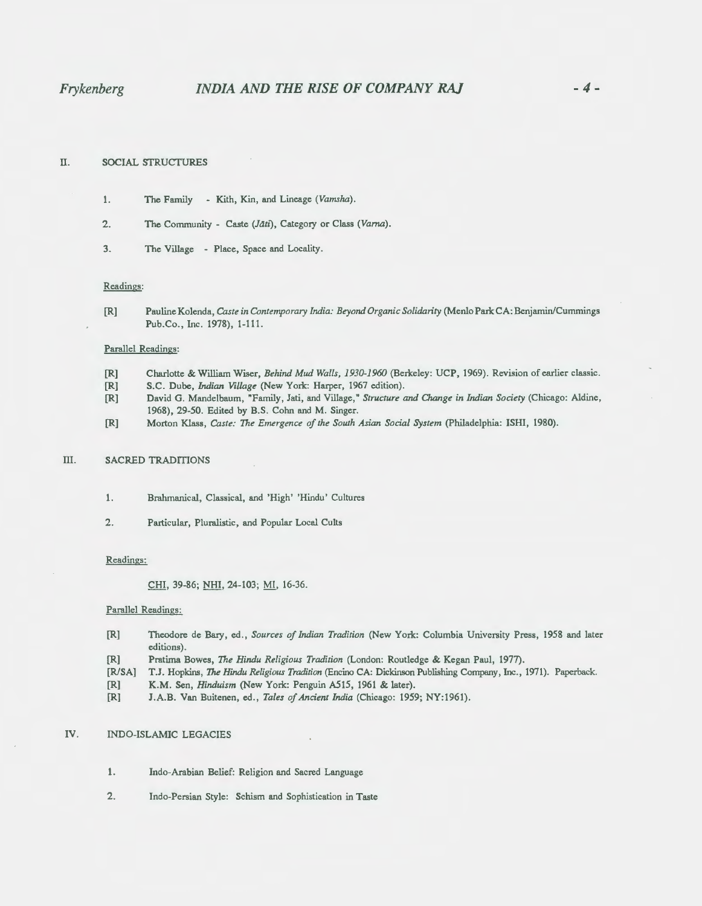## II. SOCIAL STRUCTURES

1. The Family - Kith, Kin, and Lineage (*Vamsha*).
2. The Community - Caste (*Jāti*), Category or Class (*Varna*).
3. The Village - Place, Space and Locality.

Readings:

[R] Pauline Kolenda, *Caste in Contemporary India: Beyond Organic Solidarity* (Menlo Park CA: Benjamin/Cummings Pub.Co., Inc. 1978), 1-111.

Parallel Readings:

[R] Charlotte & William Wiser, *Behind Mud Walls, 1930-1960* (Berkeley: UCP, 1969). Revision of earlier classic.
[R] S.C. Dube, *Indian Village* (New York: Harper, 1967 edition).
[R] David G. Mandelbaum, "Family, Jati, and Village," *Structure and Change in Indian Society* (Chicago: Aldine, 1968), 29-50. Edited by B.S. Cohn and M. Singer.
[R] Morton Klass, *Caste: The Emergence of the South Asian Social System* (Philadelphia: ISHI, 1980).

## III. SACRED TRADITIONS

1. Brahmanical, Classical, and 'High' 'Hindu' Cultures
2. Particular, Pluralistic, and Popular Local Cults

Readings:

CHI, 39-86; NHI, 24-103; MI, 16-36.

Parallel Readings:

[R] Theodore de Bary, ed., *Sources of Indian Tradition* (New York: Columbia University Press, 1958 and later editions).
[R] Pratima Bowes, *The Hindu Religious Tradition* (London: Routledge & Kegan Paul, 1977).
[R/SA] T.J. Hopkins, *The Hindu Religious Tradition* (Encino CA: Dickinson Publishing Company, Inc., 1971). Paperback.
[R] K.M. Sen, *Hinduism* (New York: Penguin A515, 1961 & later).
[R] J.A.B. Van Buitenen, ed., *Tales of Ancient India* (Chicago: 1959; NY:1961).

## IV. INDO-ISLAMIC LEGACIES

1. Indo-Arabian Belief: Religion and Sacred Language
2. Indo-Persian Style: Schism and Sophistication in Taste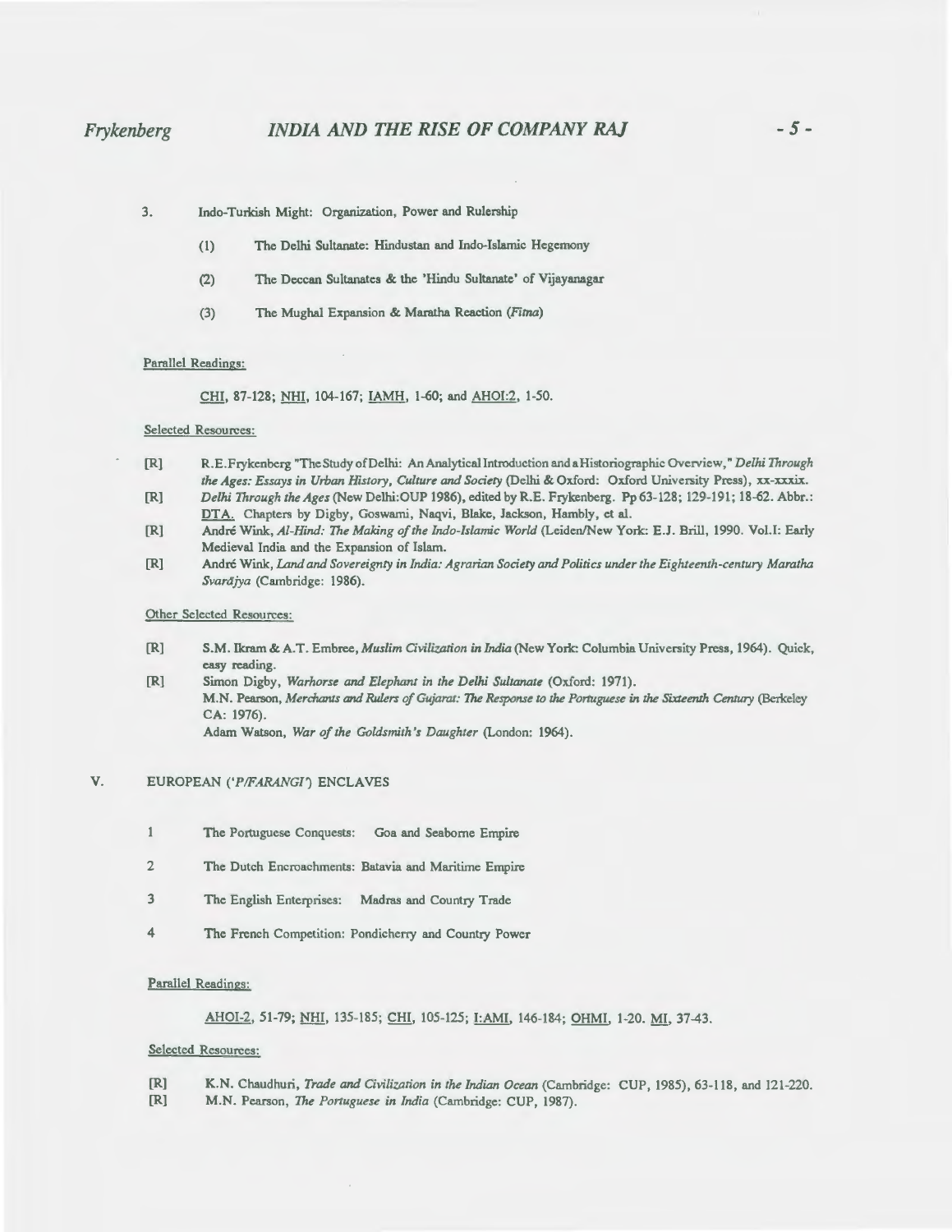3. Indo-Turkish Might: Organization, Power and Rulership

   (1) The Delhi Sultanate: Hindustan and Indo-Islamic Hegemony

   (2) The Deccan Sultanates & the 'Hindu Sultanate' of Vijayanagar

   (3) The Mughal Expansion & Maratha Reaction (*Fitna*)

Parallel Readings:

CHI, 87-128; NHI, 104-167; IAMH, 1-60; and AHOI:2, 1-50.

Selected Resources:

- [R] R.E.Frykenberg "The Study of Delhi: An Analytical Introduction and a Historiographic Overview," *Delhi Through the Ages: Essays in Urban History, Culture and Society* (Delhi & Oxford: Oxford University Press), xx-xxxix.
- [R] *Delhi Through the Ages* (New Delhi:OUP 1986), edited by R.E. Frykenberg. Pp 63-128; 129-191; 18-62. Abbr.: DTA. Chapters by Digby, Goswami, Naqvi, Blake, Jackson, Hambly, et al.
- [R] André Wink, *Al-Hind: The Making of the Indo-Islamic World* (Leiden/New York: E.J. Brill, 1990. Vol.I: Early Medieval India and the Expansion of Islam.
- [R] André Wink, *Land and Sovereignty in India: Agrarian Society and Politics under the Eighteenth-century Maratha Svarājya* (Cambridge: 1986).

Other Selected Resources:

- [R] S.M. Ikram & A.T. Embree, *Muslim Civilization in India* (New York: Columbia University Press, 1964). Quick, easy reading.
- [R] Simon Digby, *Warhorse and Elephant in the Delhi Sultanate* (Oxford: 1971).
  M.N. Pearson, *Merchants and Rulers of Gujarat: The Response to the Portuguese in the Sixteenth Century* (Berkeley CA: 1976).
  Adam Watson, *War of the Goldsmith's Daughter* (London: 1964).

## V. EUROPEAN ('*P/FARANGI*') ENCLAVES

1 The Portuguese Conquests: Goa and Seaborne Empire

2 The Dutch Encroachments: Batavia and Maritime Empire

3 The English Enterprises: Madras and Country Trade

4 The French Competition: Pondicherry and Country Power

Parallel Readings:

AHOI-2, 51-79; NHI, 135-185; CHI, 105-125; I:AMI, 146-184; OHMI, 1-20. MI, 37-43.

Selected Resources:

- [R] K.N. Chaudhuri, *Trade and Civilization in the Indian Ocean* (Cambridge: CUP, 1985), 63-118, and 121-220.
- [R] M.N. Pearson, *The Portuguese in India* (Cambridge: CUP, 1987).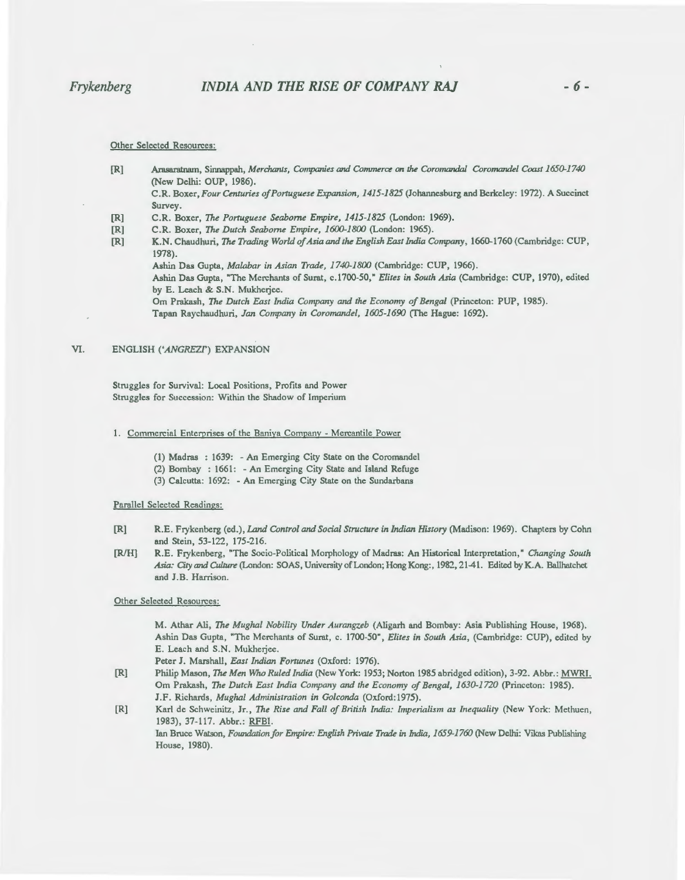Other Selected Resources:

[R] Arasaratnam, Sinnappah, *Merchants, Companies and Commerce on the Coromandal Coromandel Coast 1650-1740* (New Delhi: OUP, 1986).

C.R. Boxer, *Four Centuries of Portuguese Expansion, 1415-1825* (Johannesburg and Berkeley: 1972). A Succinct Survey.

[R] C.R. Boxer, *The Portuguese Seaborne Empire, 1415-1825* (London: 1969).

[R] C.R. Boxer, *The Dutch Seaborne Empire, 1600-1800* (London: 1965).

[R] K.N. Chaudhuri, *The Trading World of Asia and the English East India Company*, 1660-1760 (Cambridge: CUP, 1978).

Ashin Das Gupta, *Malabar in Asian Trade, 1740-1800* (Cambridge: CUP, 1966).

Ashin Das Gupta, "The Merchants of Surat, c.1700-50," *Elites in South Asia* (Cambridge: CUP, 1970), edited by E. Leach & S.N. Mukherjee.

Om Prakash, *The Dutch East India Company and the Economy of Bengal* (Princeton: PUP, 1985).

Tapan Raychaudhuri, *Jan Company in Coromandel, 1605-1690* (The Hague: 1692).

## VI. ENGLISH (*'ANGREZI'*) EXPANSION

Struggles for Survival: Local Positions, Profits and Power
Struggles for Succession: Within the Shadow of Imperium

1. Commercial Enterprises of the Baniya Company - Mercantile Power

(1) Madras : 1639: - An Emerging City State on the Coromandel
(2) Bombay : 1661: - An Emerging City State and Island Refuge
(3) Calcutta: 1692: - An Emerging City State on the Sundarbans

Parallel Selected Readings:

[R] R.E. Frykenberg (ed.), *Land Control and Social Structure in Indian History* (Madison: 1969). Chapters by Cohn and Stein, 53-122, 175-216.

[R/H] R.E. Frykenberg, "The Socio-Political Morphology of Madras: An Historical Interpretation," *Changing South Asia: City and Culture* (London: SOAS, University of London; Hong Kong:, 1982, 21-41. Edited by K.A. Ballhatchet and J.B. Harrison.

Other Selected Resources:

M. Athar Ali, *The Mughal Nobility Under Aurangzeb* (Aligarh and Bombay: Asia Publishing House, 1968).

Ashin Das Gupta, "The Merchants of Surat, c. 1700-50", *Elites in South Asia*, (Cambridge: CUP), edited by E. Leach and S.N. Mukherjee.

Peter J. Marshall, *East Indian Fortunes* (Oxford: 1976).

[R] Philip Mason, *The Men Who Ruled India* (New York: 1953; Norton 1985 abridged edition), 3-92. Abbr.: MWRI.

Om Prakash, *The Dutch East India Company and the Economy of Bengal, 1630-1720* (Princeton: 1985).

J.F. Richards, *Mughal Administration in Golconda* (Oxford: 1975).

[R] Karl de Schweinitz, Jr., *The Rise and Fall of British India: Imperialism as Inequality* (New York: Methuen, 1983), 37-117. Abbr.: RFBI.

Ian Bruce Watson, *Foundation for Empire: English Private Trade in India, 1659-1760* (New Delhi: Vikas Publishing House, 1980).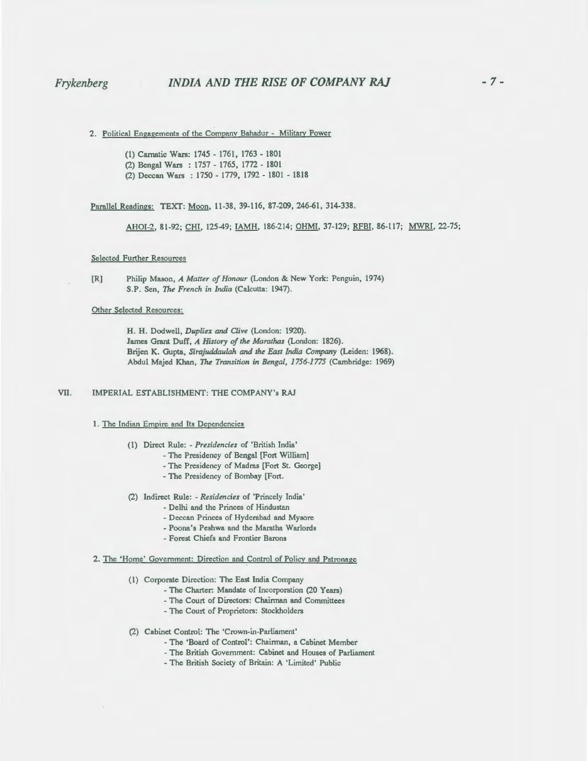2. Political Engagements of the Company Bahadur - Military Power

(1) Carnatic Wars: 1745 - 1761, 1763 - 1801
(2) Bengal Wars : 1757 - 1765, 1772 - 1801
(2) Deccan Wars : 1750 - 1779, 1792 - 1801 - 1818

Parallel Readings: TEXT: Moon, 11-38, 39-116, 87-209, 246-61, 314-338.

AHOI-2, 81-92; CHI, 125-49; IAMH, 186-214; OHMI, 37-129; RFBI, 86-117; MWRI, 22-75;

Selected Further Resources

[R] Philip Mason, *A Matter of Honour* (London & New York: Penguin, 1974)
S.P. Sen, *The French in India* (Calcutta: 1947).

Other Selected Resources:

H. H. Dodwell, *Dupliex and Clive* (London: 1920).
James Grant Duff, *A History of the Marathas* (London: 1826).
Brijen K. Gupta, *Sirajuddaulah and the East India Company* (Leiden: 1968).
Abdul Majed Khan, *The Transition in Bengal, 1756-1775* (Cambridge: 1969)

## VII. IMPERIAL ESTABLISHMENT: THE COMPANY's RAJ

1. The Indian Empire and Its Dependencies

(1) Direct Rule: - *Presidencies* of 'British India'
- The Presidency of Bengal [Fort William]
- The Presidency of Madras [Fort St. George]
- The Presidency of Bombay [Fort.

(2) Indirect Rule: - *Residencies* of 'Princely India'
- Delhi and the Princes of Hindustan
- Deccan Princes of Hyderabad and Mysore
- Poona's Peshwa and the Maratha Warlords
- Forest Chiefs and Frontier Barons

2. The 'Home' Government: Direction and Control of Policy and Patronage

(1) Corporate Direction: The East India Company
- The Charter: Mandate of Incorporation (20 Years)
- The Court of Directors: Chairman and Committees
- The Court of Proprietors: Stockholders

(2) Cabinet Control: The 'Crown-in-Parliament'
- The 'Board of Control': Chairman, a Cabinet Member
- The British Government: Cabinet and Houses of Parliament
- The British Society of Britain: A 'Limited' Public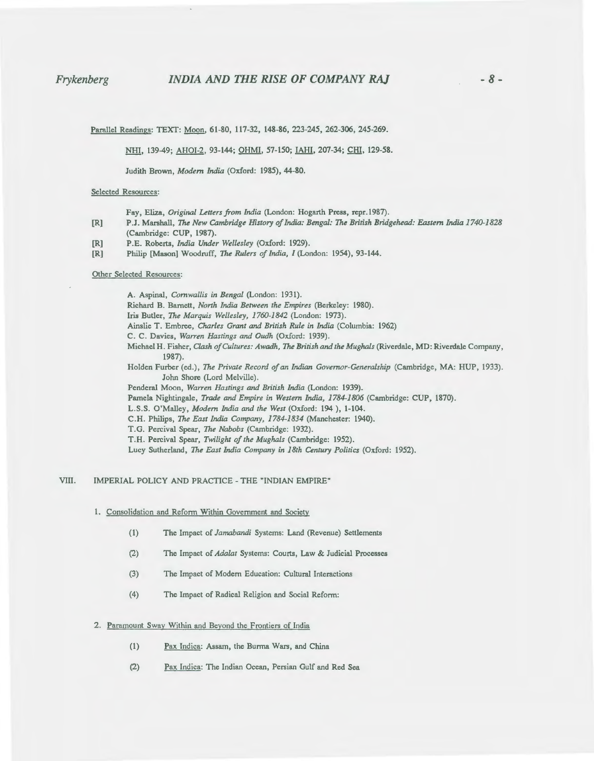Parallel Readings: TEXT: Moon, 61-80, 117-32, 148-86, 223-245, 262-306, 245-269.

NHI, 139-49; AHOI-2, 93-144; OHMI, 57-150; IAHI, 207-34; CHI, 129-58.

Judith Brown, *Modern India* (Oxford: 1985), 44-80.

Selected Resources:

Fay, Eliza, *Original Letters from India* (London: Hogarth Press, repr.1987).

[R] P.J. Marshall, *The New Cambridge History of India: Bengal: The British Bridgehead: Eastern India 1740-1828* (Cambridge: CUP, 1987).

[R] P.E. Roberts, *India Under Wellesley* (Oxford: 1929).

[R] Philip [Mason] Woodruff, *The Rulers of India, I* (London: 1954), 93-144.

Other Selected Resources:

A. Aspinal, *Cornwallis in Bengal* (London: 1931).

Richard B. Barnett, *North India Between the Empires* (Berkeley: 1980).

Iris Butler, *The Marquis Wellesley, 1760-1842* (London: 1973).

Ainslie T. Embree, *Charles Grant and British Rule in India* (Columbia: 1962)

C. C. Davies, *Warren Hastings and Oudh* (Oxford: 1939).

Michael H. Fisher, *Clash of Cultures: Awadh, The British and the Mughals* (Riverdale, MD: Riverdale Company, 1987).

Holden Furber (ed.), *The Private Record of an Indian Governor-Generalship* (Cambridge, MA: HUP, 1933). John Shore (Lord Melville).

Penderal Moon, *Warren Hastings and British India* (London: 1939).

Pamela Nightingale, *Trade and Empire in Western India, 1784-1806* (Cambridge: CUP, 1870).

L.S.S. O'Malley, *Modern India and the West* (Oxford: 194 ), 1-104.

C.H. Philips, *The East India Company, 1784-1834* (Manchester: 1940).

T.G. Percival Spear, *The Nabobs* (Cambridge: 1932).

T.H. Percival Spear, *Twilight of the Mughals* (Cambridge: 1952).

Lucy Sutherland, *The East India Company in 18th Century Politics* (Oxford: 1952).

## VIII. IMPERIAL POLICY AND PRACTICE - THE "INDIAN EMPIRE"

### 1. Consolidation and Reform Within Government and Society

(1) The Impact of *Jamabandi* Systems: Land (Revenue) Settlements

(2) The Impact of *Adalat* Systems: Courts, Law & Judicial Processes

(3) The Impact of Modern Education: Cultural Interactions

(4) The Impact of Radical Religion and Social Reform:

### 2. Paramount Sway Within and Beyond the Frontiers of India

(1) Pax Indica: Assam, the Burma Wars, and China

(2) Pax Indica: The Indian Ocean, Persian Gulf and Red Sea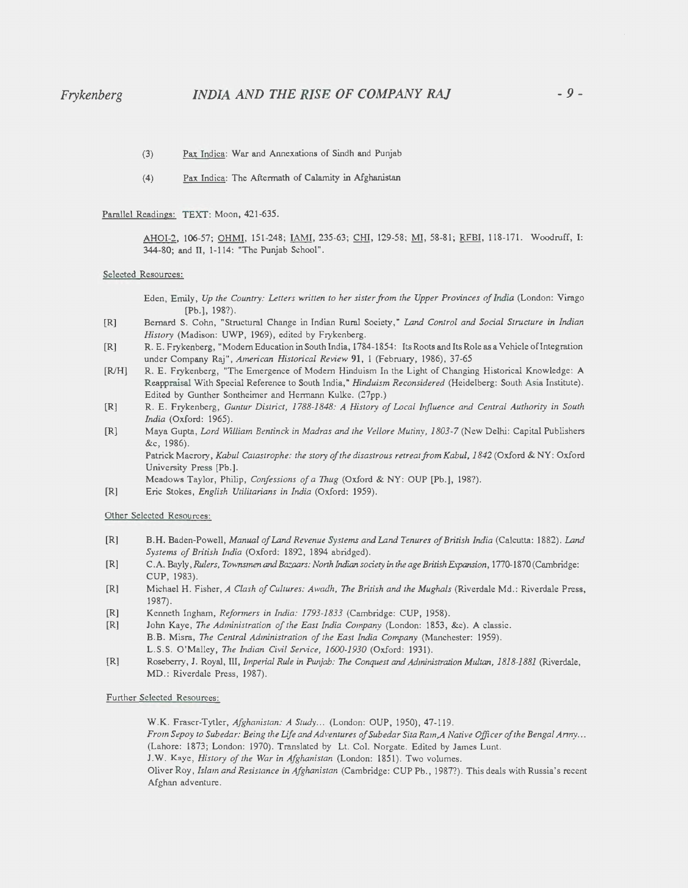(3) <u>Pax Indica</u>: War and Annexations of Sindh and Punjab

(4) <u>Pax Indica</u>: The Aftermath of Calamity in Afghanistan

<u>Parallel Readings:</u> TEXT: Moon, 421-635.

<u>AHOI-2</u>, 106-57; <u>OHMI</u>, 151-248; <u>IAMI</u>, 235-63; <u>CHI</u>, 129-58; <u>MI</u>, 58-81; <u>RFBI</u>, 118-171. Woodruff, I: 344-80; and II, 1-114: "The Punjab School".

<u>Selected Resources:</u>

Eden, Emily, *Up the Country: Letters written to her sister from the Upper Provinces of India* (London: Virago [Pb.], 198?).

[R] Bernard S. Cohn, "Structural Change in Indian Rural Society," *Land Control and Social Structure in Indian History* (Madison: UWP, 1969), edited by Frykenberg.

[R] R. E. Frykenberg, "Modern Education in South India, 1784-1854: Its Roots and Its Role as a Vehicle of Integration under Company Raj", *American Historical Review* **91**, 1 (February, 1986), 37-65

[R/H] R. E. Frykenberg, "The Emergence of Modern Hinduism In the Light of Changing Historical Knowledge: A Reappraisal With Special Reference to South India," *Hinduism Reconsidered* (Heidelberg: South Asia Institute). Edited by Gunther Sontheimer and Hermann Kulke. (27pp.)

[R] R. E. Frykenberg, *Guntur District, 1788-1848: A History of Local Influence and Central Authority in South India* (Oxford: 1965).

[R] Maya Gupta, *Lord William Bentinck in Madras and the Vellore Mutiny, 1803-7* (New Delhi: Capital Publishers &c, 1986).

Patrick Macrory, *Kabul Catastrophe: the story of the disastrous retreat from Kabul, 1842* (Oxford & NY: Oxford University Press [Pb.].

Meadows Taylor, Philip, *Confessions of a Thug* (Oxford & NY: OUP [Pb.], 198?).

[R] Eric Stokes, *English Utilitarians in India* (Oxford: 1959).

<u>Other Selected Resources:</u>

[R] B.H. Baden-Powell, *Manual of Land Revenue Systems and Land Tenures of British India* (Calcutta: 1882). *Land Systems of British India* (Oxford: 1892, 1894 abridged).

[R] C.A. Bayly, *Rulers, Townsmen and Bazaars: North Indian society in the age British Expansion*, 1770-1870 (Cambridge: CUP, 1983).

[R] Michael H. Fisher, *A Clash of Cultures: Awadh, The British and the Mughals* (Riverdale Md.: Riverdale Press, 1987).

[R] Kenneth Ingham, *Reformers in India: 1793-1833* (Cambridge: CUP, 1958).

[R] John Kaye, *The Administration of the East India Company* (London: 1853, &c). A classic.

B.B. Misra, *The Central Administration of the East India Company* (Manchester: 1959).

L.S.S. O'Malley, *The Indian Civil Service, 1600-1930* (Oxford: 1931).

[R] Roseberry, J. Royal, III, *Imperial Rule in Punjab: The Conquest and Administration Multan, 1818-1881* (Riverdale, MD.: Riverdale Press, 1987).

<u>Further Selected Resources:</u>

W.K. Fraser-Tytler, *Afghanistan: A Study...* (London: OUP, 1950), 47-119.

*From Sepoy to Subedar: Being the Life and Adventures of Subedar Sita Ram,A Native Officer of the Bengal Army...* (Lahore: 1873; London: 1970). Translated by Lt. Col. Norgate. Edited by James Lunt.

J.W. Kaye, *History of the War in Afghanistan* (London: 1851). Two volumes.

Oliver Roy, *Islam and Resistance in Afghanistan* (Cambridge: CUP Pb., 1987?). This deals with Russia's recent Afghan adventure.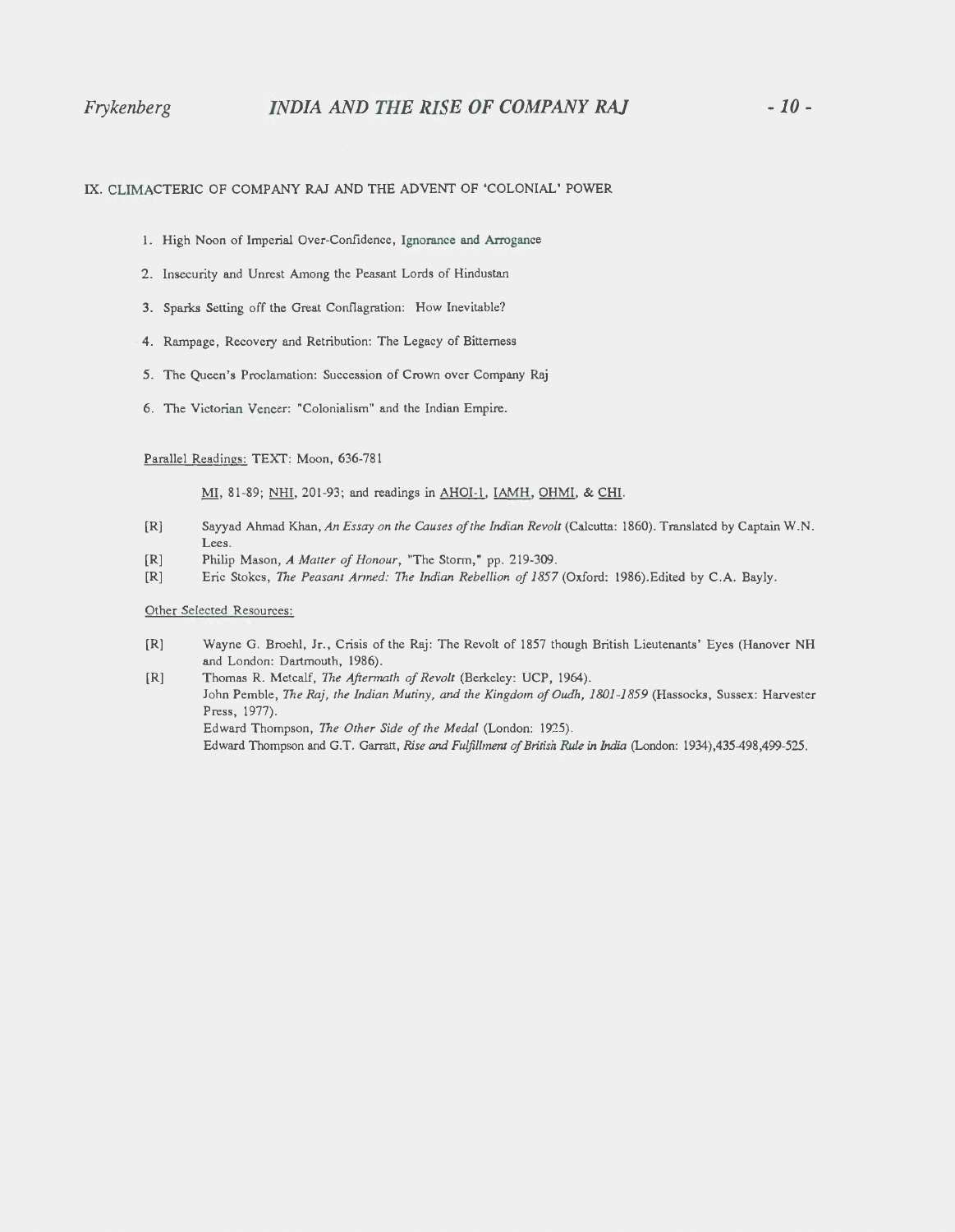## IX. CLIMACTERIC OF COMPANY RAJ AND THE ADVENT OF 'COLONIAL' POWER

1. High Noon of Imperial Over-Confidence, Ignorance and Arrogance
2. Insecurity and Unrest Among the Peasant Lords of Hindustan
3. Sparks Setting off the Great Conflagration: How Inevitable?
4. Rampage, Recovery and Retribution: The Legacy of Bitterness
5. The Queen's Proclamation: Succession of Crown over Company Raj
6. The Victorian Veneer: "Colonialism" and the Indian Empire.

Parallel Readings: TEXT: Moon, 636-781

MI, 81-89; NHI, 201-93; and readings in AHOI-1, IAMH, OHMI, & CHI.

[R] Sayyad Ahmad Khan, *An Essay on the Causes of the Indian Revolt* (Calcutta: 1860). Translated by Captain W.N. Lees.

[R] Philip Mason, *A Matter of Honour*, "The Storm," pp. 219-309.

[R] Eric Stokes, *The Peasant Armed: The Indian Rebellion of 1857* (Oxford: 1986).Edited by C.A. Bayly.

Other Selected Resources:

[R] Wayne G. Broehl, Jr., Crisis of the Raj: The Revolt of 1857 though British Lieutenants' Eyes (Hanover NH and London: Dartmouth, 1986).

[R] Thomas R. Metcalf, *The Aftermath of Revolt* (Berkeley: UCP, 1964).
John Pemble, *The Raj, the Indian Mutiny, and the Kingdom of Oudh, 1801-1859* (Hassocks, Sussex: Harvester Press, 1977).
Edward Thompson, *The Other Side of the Medal* (London: 1925).
Edward Thompson and G.T. Garratt, *Rise and Fulfillment of British Rule in India* (London: 1934),435-498,499-525.